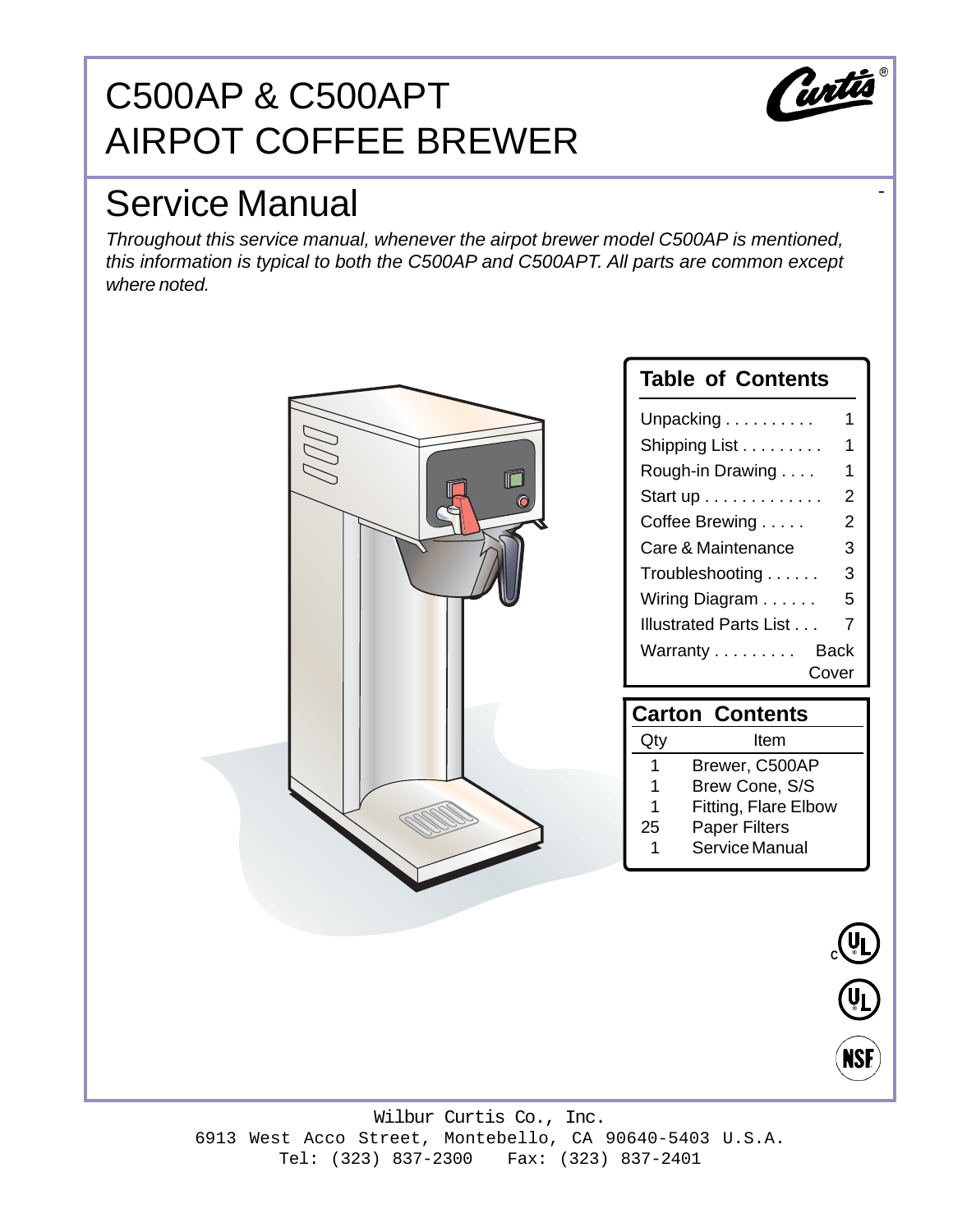# C500AP & C500APT AIRPOT COFFEE BREWER

## Service Manual

*Throughout this service manual, whenever the airpot brewer model C500AP is mentioned, this information is typical to both the C500AP and C500APT. All parts are common except where noted.*

### Table of Contents

| Section | Page |
|---|---|
| Unpacking | 1 |
| Shipping List | 1 |
| Rough-in Drawing | 1 |
| Start up | 2 |
| Coffee Brewing | 2 |
| Care & Maintenance | 3 |
| Troubleshooting | 3 |
| Wiring Diagram | 5 |
| Illustrated Parts List | 7 |
| Warranty | Back Cover |

### Carton Contents

| Qty | Item |
|---|---|
| 1 | Brewer, C500AP |
| 1 | Brew Cone, S/S |
| 1 | Fitting, Flare Elbow |
| 25 | Paper Filters |
| 1 | Service Manual |

Wilbur Curtis Co., Inc.
6913 West Acco Street, Montebello, CA 90640-5403 U.S.A.
Tel: (323) 837-2300 Fax: (323) 837-2401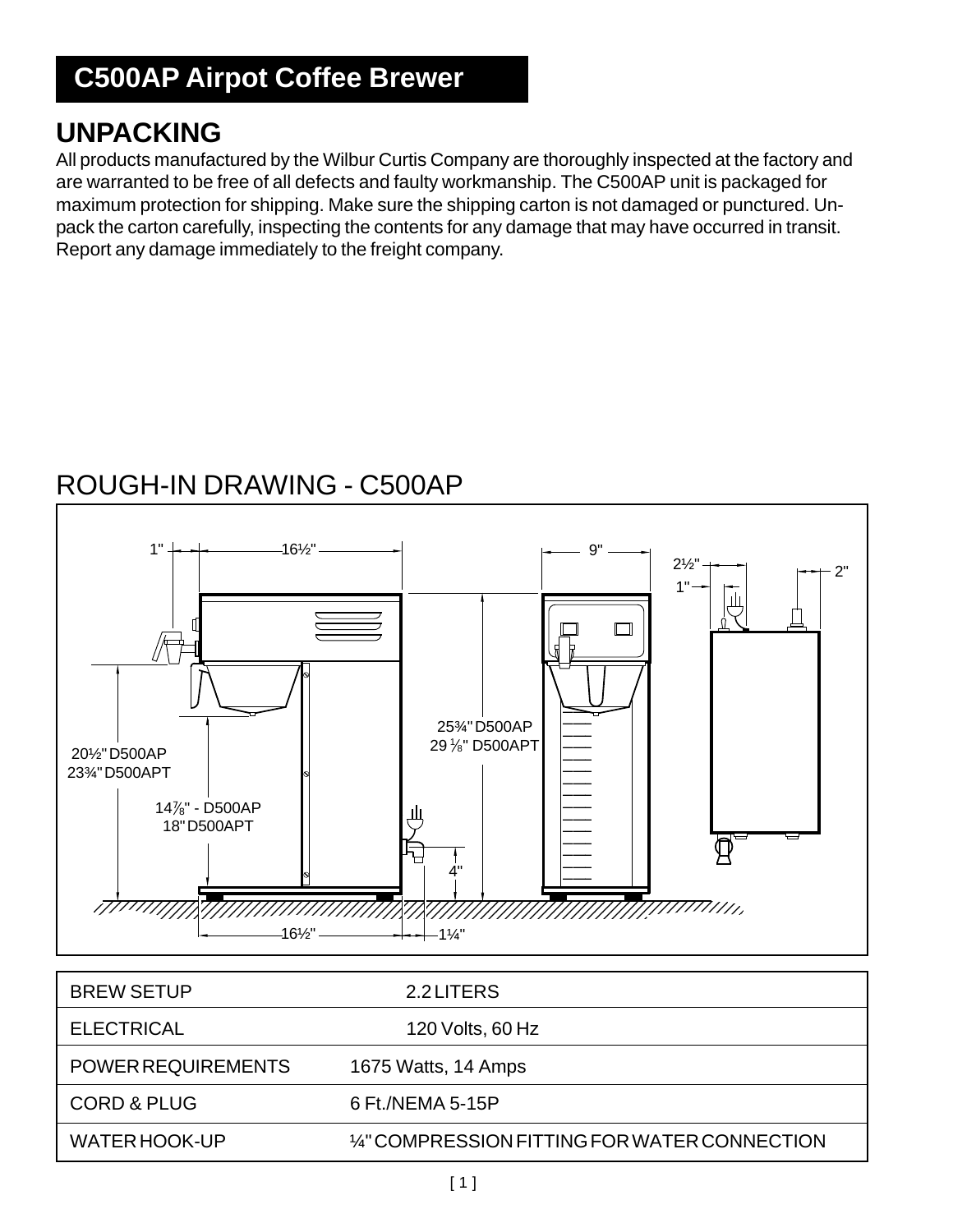# C500AP Airpot Coffee Brewer

## UNPACKING

All products manufactured by the Wilbur Curtis Company are thoroughly inspected at the factory and are warranted to be free of all defects and faulty workmanship. The C500AP unit is packaged for maximum protection for shipping. Make sure the shipping carton is not damaged or punctured. Unpack the carton carefully, inspecting the contents for any damage that may have occurred in transit. Report any damage immediately to the freight company.

## ROUGH-IN DRAWING - C500AP

1" 16½" 9" 2½" 2" 1"

20½" D500AP
23¾" D500APT

14⅞" - D500AP
18" D500APT

25¾" D500AP
29 ⅛" D500APT

4"

16½" 1¼"

| BREW SETUP | 2.2 LITERS |
|---|---|
| ELECTRICAL | 120 Volts, 60 Hz |
| POWER REQUIREMENTS | 1675 Watts, 14 Amps |
| CORD & PLUG | 6 Ft./NEMA 5-15P |
| WATER HOOK-UP | ¼" COMPRESSION FITTING FOR WATER CONNECTION |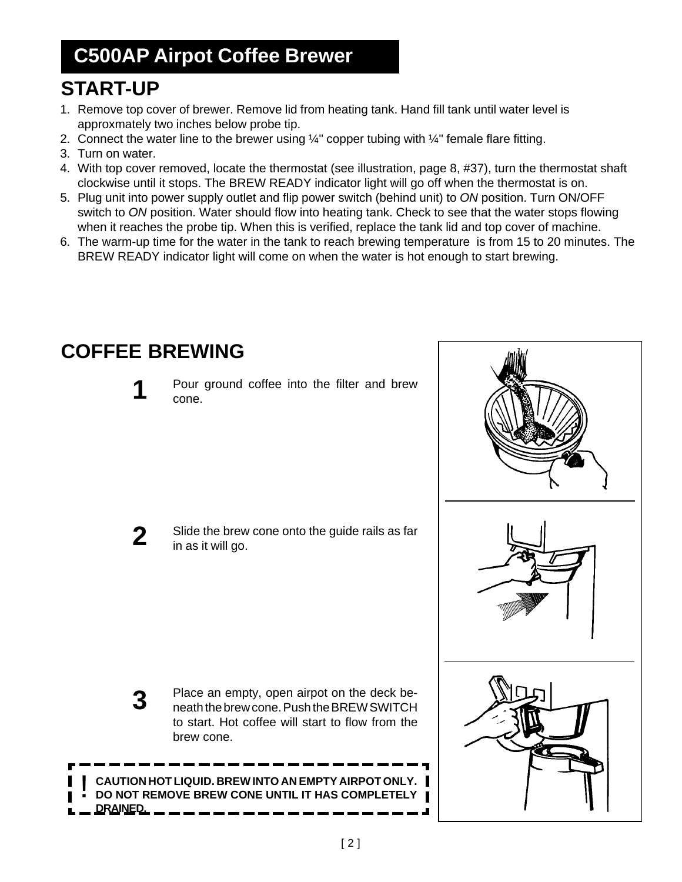# C500AP Airpot Coffee Brewer

## START-UP

1. Remove top cover of brewer. Remove lid from heating tank. Hand fill tank until water level is approxmately two inches below probe tip.
2. Connect the water line to the brewer using ¼" copper tubing with ¼" female flare fitting.
3. Turn on water.
4. With top cover removed, locate the thermostat (see illustration, page 8, #37), turn the thermostat shaft clockwise until it stops. The BREW READY indicator light will go off when the thermostat is on.
5. Plug unit into power supply outlet and flip power switch (behind unit) to *ON* position. Turn ON/OFF switch to *ON* position. Water should flow into heating tank. Check to see that the water stops flowing when it reaches the probe tip. When this is verified, replace the tank lid and top cover of machine.
6. The warm-up time for the water in the tank to reach brewing temperature is from 15 to 20 minutes. The BREW READY indicator light will come on when the water is hot enough to start brewing.

## COFFEE BREWING

**1** Pour ground coffee into the filter and brew cone.

**2** Slide the brew cone onto the guide rails as far in as it will go.

**3** Place an empty, open airpot on the deck beneath the brew cone. Push the BREW SWITCH to start. Hot coffee will start to flow from the brew cone.

**! CAUTION HOT LIQUID. BREW INTO AN EMPTY AIRPOT ONLY. DO NOT REMOVE BREW CONE UNTIL IT HAS COMPLETELY DRAINED.**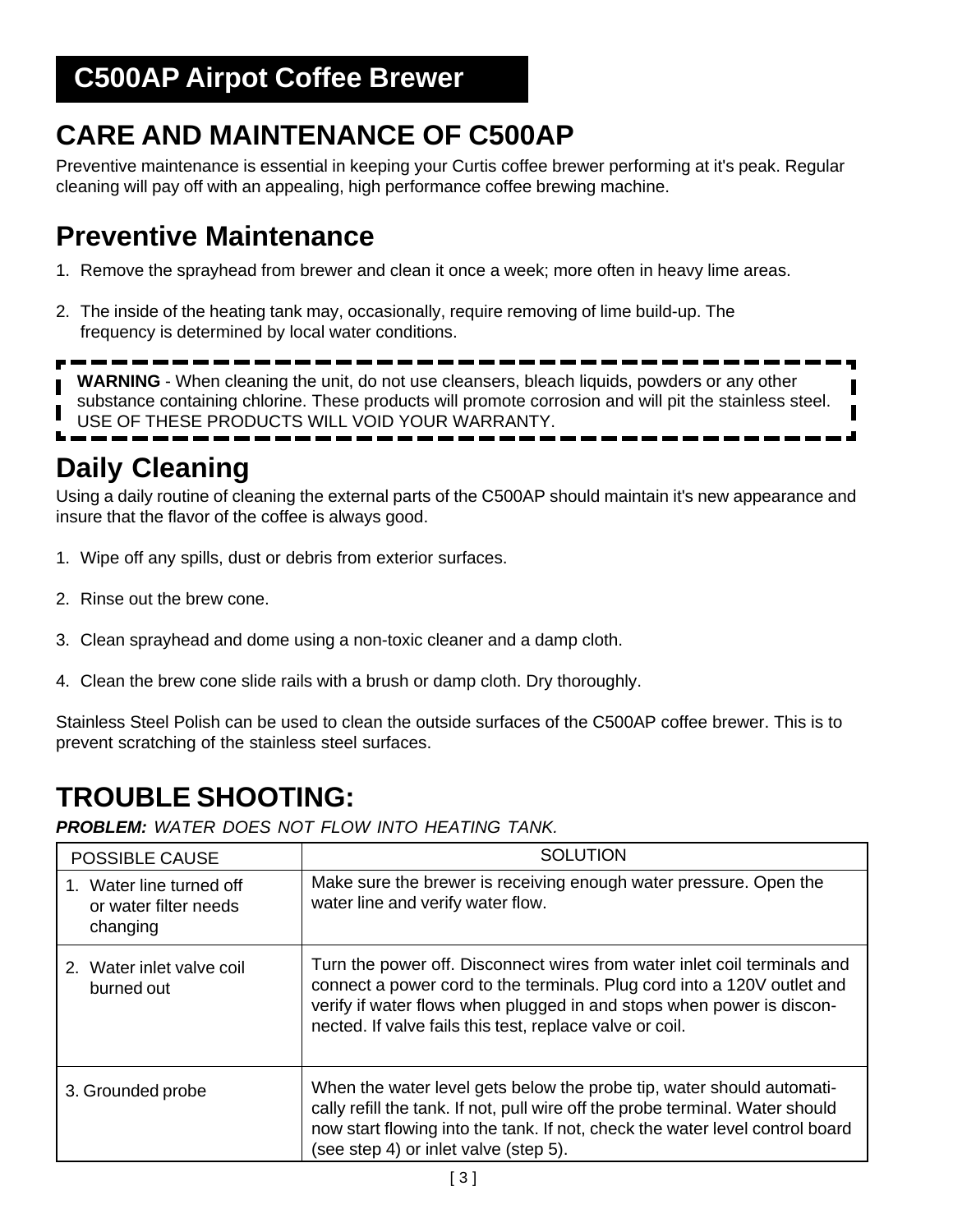# C500AP Airpot Coffee Brewer

## CARE AND MAINTENANCE OF C500AP

Preventive maintenance is essential in keeping your Curtis coffee brewer performing at it's peak. Regular cleaning will pay off with an appealing, high performance coffee brewing machine.

## Preventive Maintenance

1. Remove the sprayhead from brewer and clean it once a week; more often in heavy lime areas.
2. The inside of the heating tank may, occasionally, require removing of lime build-up. The frequency is determined by local water conditions.

**WARNING** - When cleaning the unit, do not use cleansers, bleach liquids, powders or any other substance containing chlorine. These products will promote corrosion and will pit the stainless steel. USE OF THESE PRODUCTS WILL VOID YOUR WARRANTY.

## Daily Cleaning

Using a daily routine of cleaning the external parts of the C500AP should maintain it's new appearance and insure that the flavor of the coffee is always good.

1. Wipe off any spills, dust or debris from exterior surfaces.
2. Rinse out the brew cone.
3. Clean sprayhead and dome using a non-toxic cleaner and a damp cloth.
4. Clean the brew cone slide rails with a brush or damp cloth. Dry thoroughly.

Stainless Steel Polish can be used to clean the outside surfaces of the C500AP coffee brewer. This is to prevent scratching of the stainless steel surfaces.

## TROUBLE SHOOTING:

***PROBLEM:*** *WATER DOES NOT FLOW INTO HEATING TANK.*

| POSSIBLE CAUSE | SOLUTION |
|---|---|
| 1. Water line turned off or water filter needs changing | Make sure the brewer is receiving enough water pressure. Open the water line and verify water flow. |
| 2. Water inlet valve coil burned out | Turn the power off. Disconnect wires from water inlet coil terminals and connect a power cord to the terminals. Plug cord into a 120V outlet and verify if water flows when plugged in and stops when power is disconnected. If valve fails this test, replace valve or coil. |
| 3. Grounded probe | When the water level gets below the probe tip, water should automatically refill the tank. If not, pull wire off the probe terminal. Water should now start flowing into the tank. If not, check the water level control board (see step 4) or inlet valve (step 5). |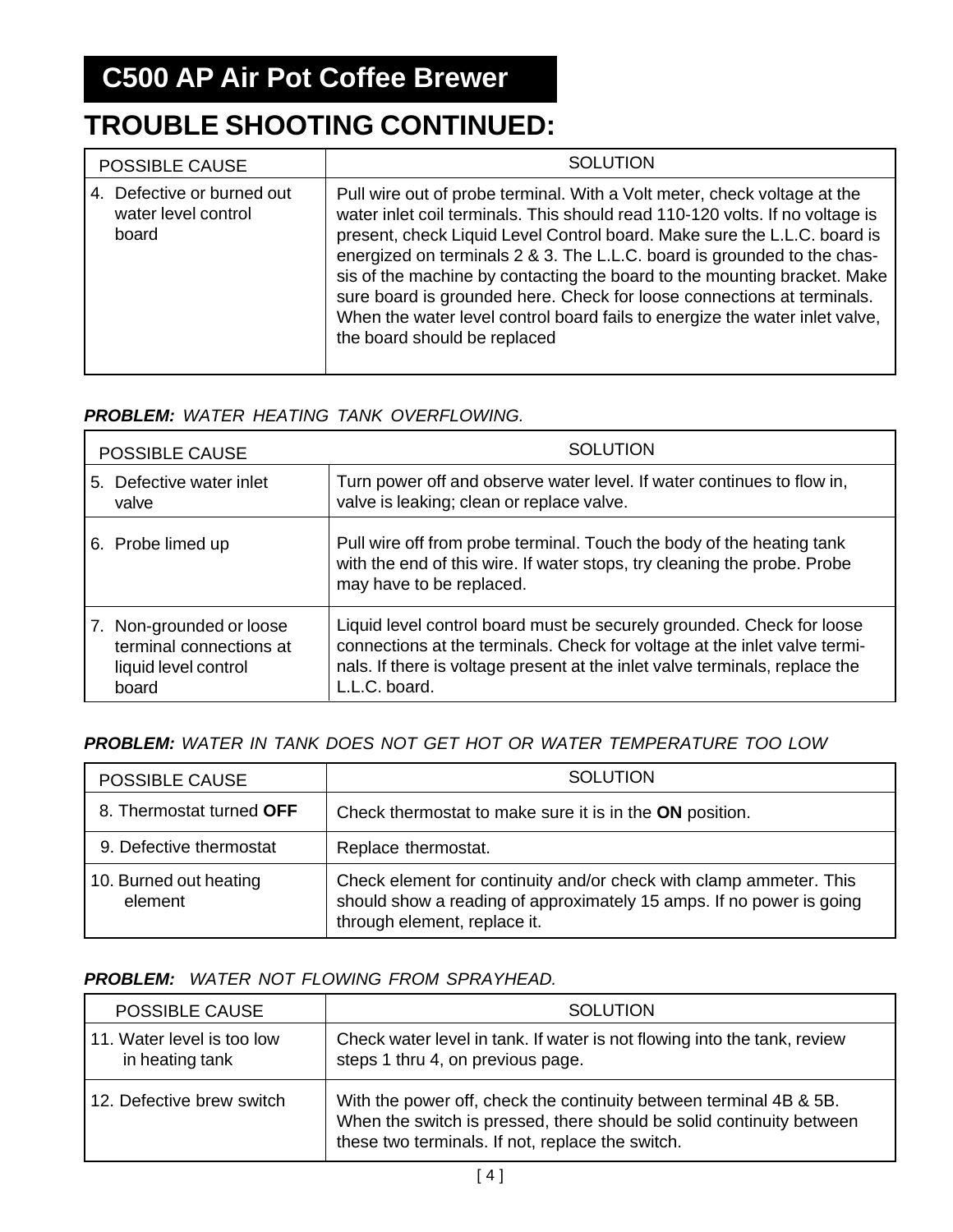# C500 AP Air Pot Coffee Brewer

## TROUBLE SHOOTING CONTINUED:

| POSSIBLE CAUSE | SOLUTION |
|---|---|
| 4. Defective or burned out water level control board | Pull wire out of probe terminal. With a Volt meter, check voltage at the water inlet coil terminals. This should read 110-120 volts. If no voltage is present, check Liquid Level Control board. Make sure the L.L.C. board is energized on terminals 2 & 3. The L.L.C. board is grounded to the chassis of the machine by contacting the board to the mounting bracket. Make sure board is grounded here. Check for loose connections at terminals. When the water level control board fails to energize the water inlet valve, the board should be replaced |

***PROBLEM:*** *WATER HEATING TANK OVERFLOWING.*

| POSSIBLE CAUSE | SOLUTION |
|---|---|
| 5. Defective water inlet valve | Turn power off and observe water level. If water continues to flow in, valve is leaking; clean or replace valve. |
| 6. Probe limed up | Pull wire off from probe terminal. Touch the body of the heating tank with the end of this wire. If water stops, try cleaning the probe. Probe may have to be replaced. |
| 7. Non-grounded or loose terminal connections at liquid level control board | Liquid level control board must be securely grounded. Check for loose connections at the terminals. Check for voltage at the inlet valve terminals. If there is voltage present at the inlet valve terminals, replace the L.L.C. board. |

***PROBLEM:*** *WATER IN TANK DOES NOT GET HOT OR WATER TEMPERATURE TOO LOW*

| POSSIBLE CAUSE | SOLUTION |
|---|---|
| 8. Thermostat turned **OFF** | Check thermostat to make sure it is in the **ON** position. |
| 9. Defective thermostat | Replace thermostat. |
| 10. Burned out heating element | Check element for continuity and/or check with clamp ammeter. This should show a reading of approximately 15 amps. If no power is going through element, replace it. |

***PROBLEM:*** *WATER NOT FLOWING FROM SPRAYHEAD.*

| POSSIBLE CAUSE | SOLUTION |
|---|---|
| 11. Water level is too low in heating tank | Check water level in tank. If water is not flowing into the tank, review steps 1 thru 4, on previous page. |
| 12. Defective brew switch | With the power off, check the continuity between terminal 4B & 5B. When the switch is pressed, there should be solid continuity between these two terminals. If not, replace the switch. |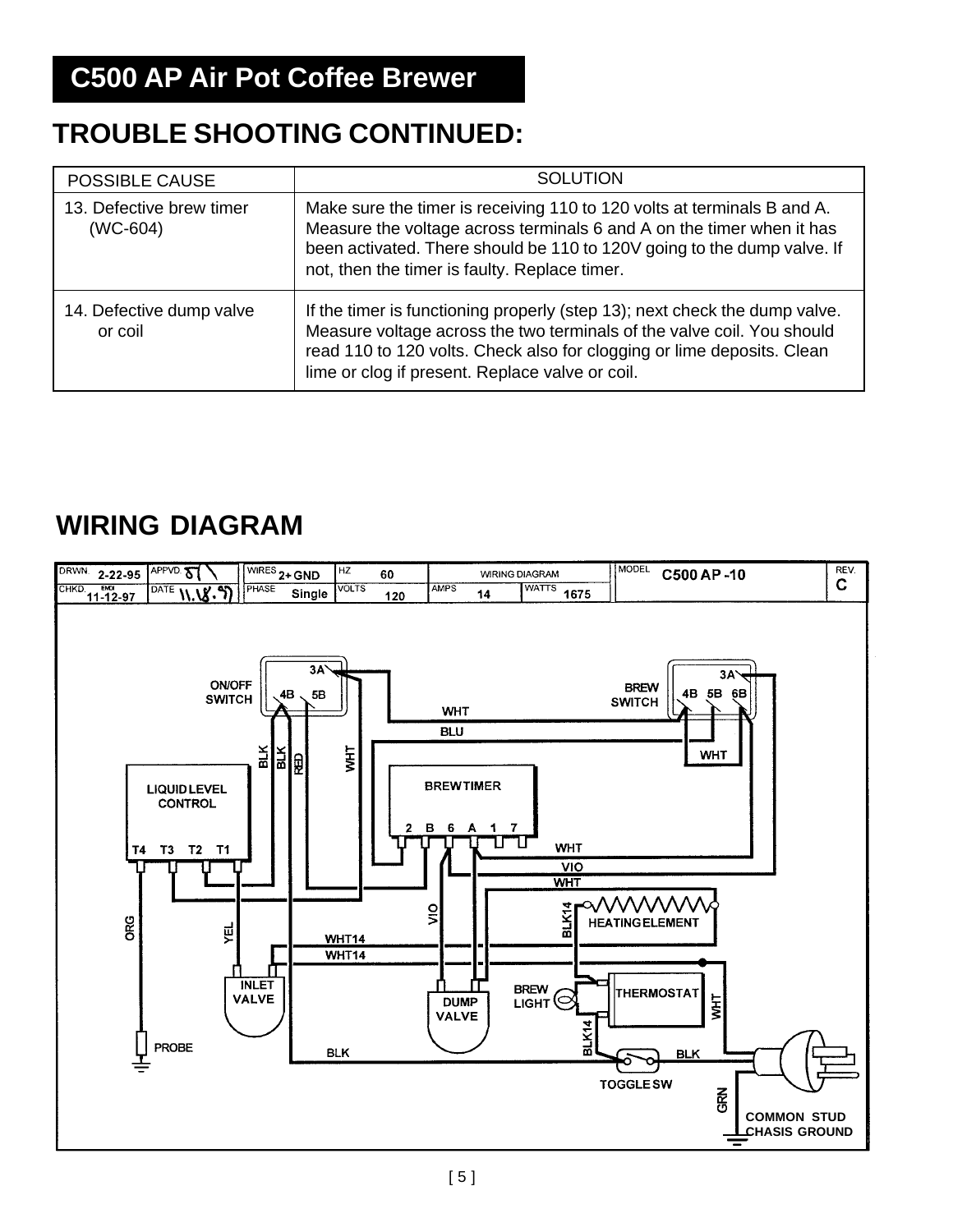## C500 AP Air Pot Coffee Brewer

# TROUBLE SHOOTING CONTINUED:

| POSSIBLE CAUSE | SOLUTION |
|---|---|
| 13. Defective brew timer (WC-604) | Make sure the timer is receiving 110 to 120 volts at terminals B and A. Measure the voltage across terminals 6 and A on the timer when it has been activated. There should be 110 to 120V going to the dump valve. If not, then the timer is faulty. Replace timer. |
| 14. Defective dump valve or coil | If the timer is functioning properly (step 13); next check the dump valve. Measure voltage across the two terminals of the valve coil. You should read 110 to 120 volts. Check also for clogging or lime deposits. Clean lime or clog if present. Replace valve or coil. |

# WIRING DIAGRAM

| DRWN. 2-22-95 | APPVD. | WIRES 2+GND | HZ 60 | WIRING DIAGRAM | | MODEL C500 AP -10 | REV. C |
|---|---|---|---|---|---|---|---|
| CHKD. 11-12-97 | DATE 11.18.97 | PHASE Single | VOLTS 120 | AMPS 14 | WATTS 1675 | | |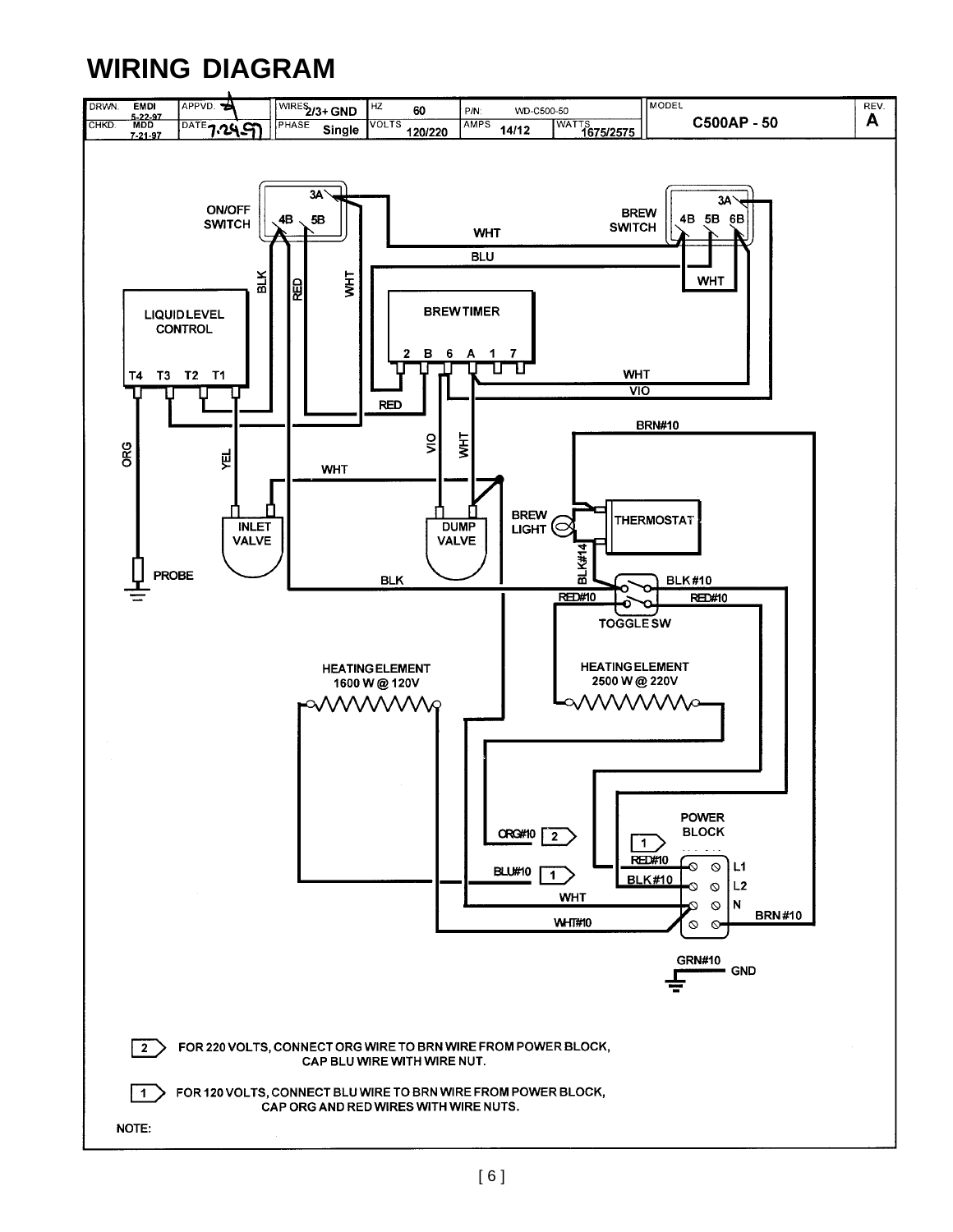# WIRING DIAGRAM

| DRWN. EMDI 5-22-97 | APPVD. | WIRES 2/3+ GND | HZ 60 | P/N: WD-C500-50 | | MODEL C500AP - 50 | REV. A |
|---|---|---|---|---|---|---|---|
| CHKD. MDD 7-21-97 | DATE 7-24-97 | PHASE Single | VOLTS 120/220 | AMPS 14/12 | WATTS 1675/2575 | | |

ON/OFF SWITCH 3A 4B 5B

BREW SWITCH 3A 4B 5B 6B

WHT BLU WHT BLK RED WHT

LIQUID LEVEL CONTROL T4 T3 T2 T1

BREW TIMER 2 B 6 A 1 7

WHT VIO RED BRN#10

ORG YEL WHT VIO WHT

INLET VALVE

DUMP VALVE

BREW LIGHT

THERMOSTAT

PROBE

BLK BLK#14 BLK #10 RED#10 RED#10

TOGGLE SW

HEATING ELEMENT 1600 W @ 120V

HEATING ELEMENT 2500 W @ 220V

POWER BLOCK

ORG#10 2

BLU#10 1

1 RED#10 L1

BLK#10 L2

WHT N

WHT#10 BRN #10

GRN#10 GND

2 FOR 220 VOLTS, CONNECT ORG WIRE TO BRN WIRE FROM POWER BLOCK, CAP BLU WIRE WITH WIRE NUT.

1 FOR 120 VOLTS, CONNECT BLU WIRE TO BRN WIRE FROM POWER BLOCK, CAP ORG AND RED WIRES WITH WIRE NUTS.

NOTE: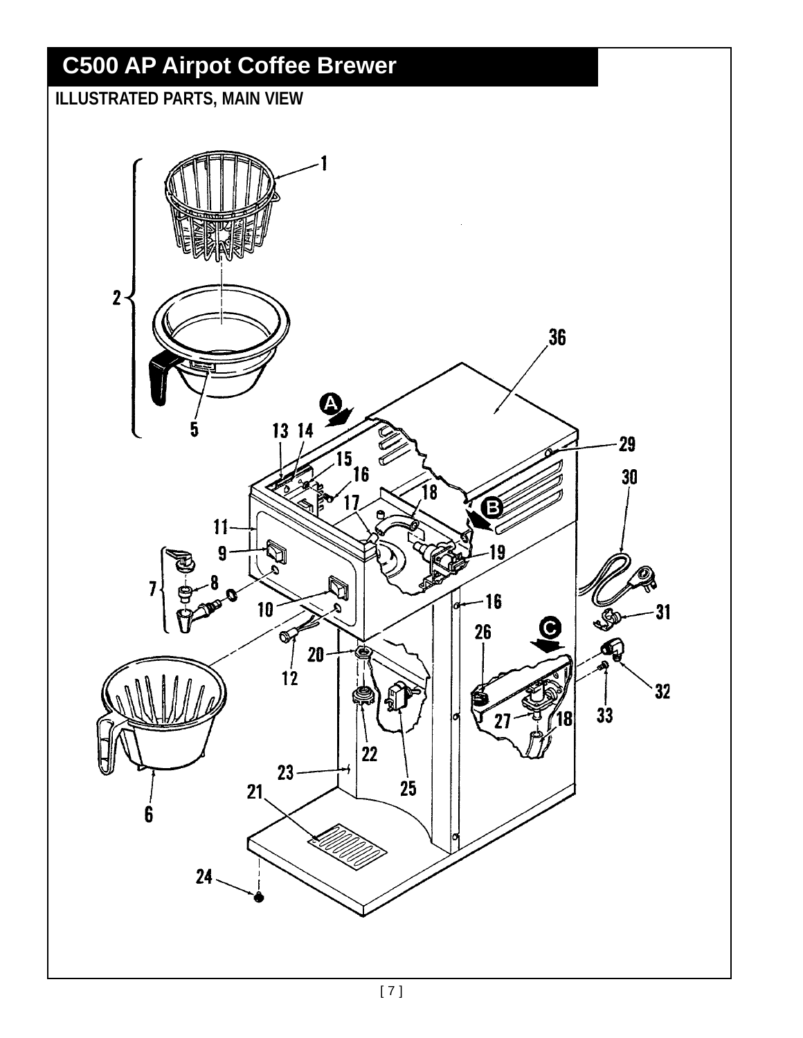# C500 AP Airpot Coffee Brewer

## ILLUSTRATED PARTS, MAIN VIEW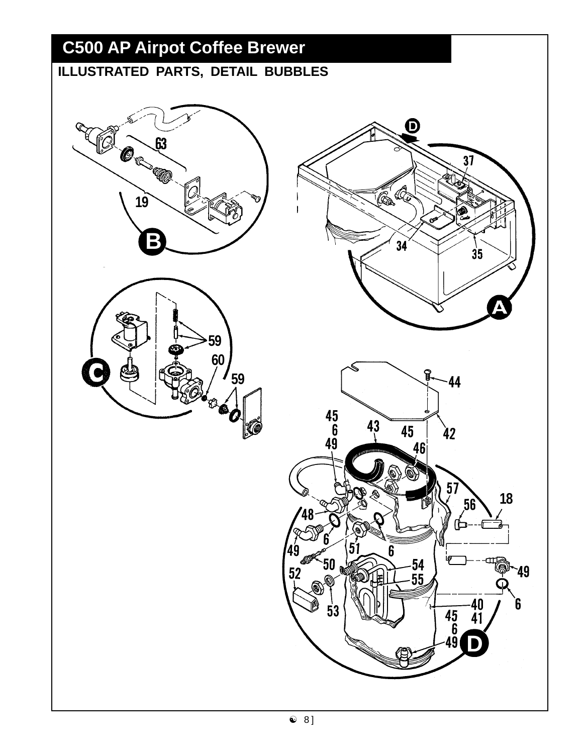# C500 AP Airpot Coffee Brewer

## ILLUSTRATED PARTS, DETAIL BUBBLES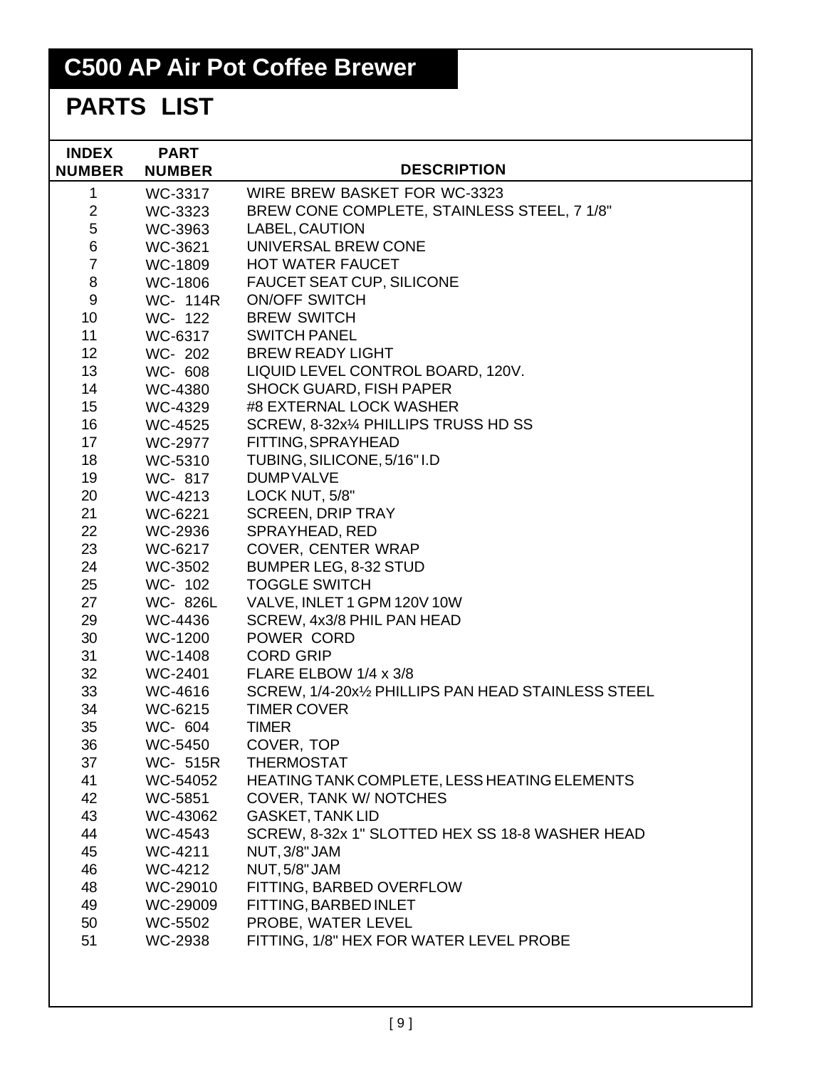# C500 AP Air Pot Coffee Brewer

## PARTS LIST

| INDEX NUMBER | PART NUMBER | DESCRIPTION |
|---|---|---|
| 1 | WC-3317 | WIRE BREW BASKET FOR WC-3323 |
| 2 | WC-3323 | BREW CONE COMPLETE, STAINLESS STEEL, 7 1/8" |
| 5 | WC-3963 | LABEL, CAUTION |
| 6 | WC-3621 | UNIVERSAL BREW CONE |
| 7 | WC-1809 | HOT WATER FAUCET |
| 8 | WC-1806 | FAUCET SEAT CUP, SILICONE |
| 9 | WC- 114R | ON/OFF SWITCH |
| 10 | WC- 122 | BREW SWITCH |
| 11 | WC-6317 | SWITCH PANEL |
| 12 | WC- 202 | BREW READY LIGHT |
| 13 | WC- 608 | LIQUID LEVEL CONTROL BOARD, 120V. |
| 14 | WC-4380 | SHOCK GUARD, FISH PAPER |
| 15 | WC-4329 | #8 EXTERNAL LOCK WASHER |
| 16 | WC-4525 | SCREW, 8-32x¼ PHILLIPS TRUSS HD SS |
| 17 | WC-2977 | FITTING, SPRAYHEAD |
| 18 | WC-5310 | TUBING, SILICONE, 5/16" I.D |
| 19 | WC- 817 | DUMP VALVE |
| 20 | WC-4213 | LOCK NUT, 5/8" |
| 21 | WC-6221 | SCREEN, DRIP TRAY |
| 22 | WC-2936 | SPRAYHEAD, RED |
| 23 | WC-6217 | COVER, CENTER WRAP |
| 24 | WC-3502 | BUMPER LEG, 8-32 STUD |
| 25 | WC- 102 | TOGGLE SWITCH |
| 27 | WC- 826L | VALVE, INLET 1 GPM 120V 10W |
| 29 | WC-4436 | SCREW, 4x3/8 PHIL PAN HEAD |
| 30 | WC-1200 | POWER CORD |
| 31 | WC-1408 | CORD GRIP |
| 32 | WC-2401 | FLARE ELBOW 1/4 x 3/8 |
| 33 | WC-4616 | SCREW, 1/4-20x½ PHILLIPS PAN HEAD STAINLESS STEEL |
| 34 | WC-6215 | TIMER COVER |
| 35 | WC- 604 | TIMER |
| 36 | WC-5450 | COVER, TOP |
| 37 | WC- 515R | THERMOSTAT |
| 41 | WC-54052 | HEATING TANK COMPLETE, LESS HEATING ELEMENTS |
| 42 | WC-5851 | COVER, TANK W/ NOTCHES |
| 43 | WC-43062 | GASKET, TANK LID |
| 44 | WC-4543 | SCREW, 8-32x 1" SLOTTED HEX SS 18-8 WASHER HEAD |
| 45 | WC-4211 | NUT, 3/8" JAM |
| 46 | WC-4212 | NUT, 5/8" JAM |
| 48 | WC-29010 | FITTING, BARBED OVERFLOW |
| 49 | WC-29009 | FITTING, BARBED INLET |
| 50 | WC-5502 | PROBE, WATER LEVEL |
| 51 | WC-2938 | FITTING, 1/8" HEX FOR WATER LEVEL PROBE |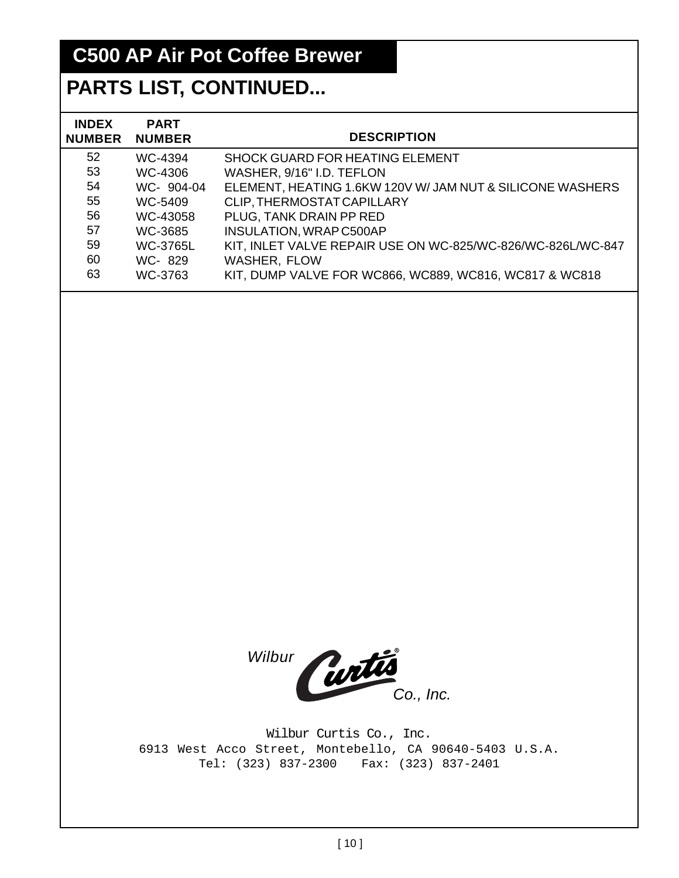# C500 AP Air Pot Coffee Brewer

## PARTS LIST, CONTINUED...

| INDEX NUMBER | PART NUMBER | DESCRIPTION |
|---|---|---|
| 52 | WC-4394 | SHOCK GUARD FOR HEATING ELEMENT |
| 53 | WC-4306 | WASHER, 9/16" I.D. TEFLON |
| 54 | WC- 904-04 | ELEMENT, HEATING 1.6KW 120V W/ JAM NUT & SILICONE WASHERS |
| 55 | WC-5409 | CLIP, THERMOSTAT CAPILLARY |
| 56 | WC-43058 | PLUG, TANK DRAIN PP RED |
| 57 | WC-3685 | INSULATION, WRAP C500AP |
| 59 | WC-3765L | KIT, INLET VALVE REPAIR USE ON WC-825/WC-826/WC-826L/WC-847 |
| 60 | WC- 829 | WASHER, FLOW |
| 63 | WC-3763 | KIT, DUMP VALVE FOR WC866, WC889, WC816, WC817 & WC818 |

*Wilbur* Curtis® *Co., Inc.*

Wilbur Curtis Co., Inc.
6913 West Acco Street, Montebello, CA 90640-5403 U.S.A.
Tel: (323) 837-2300   Fax: (323) 837-2401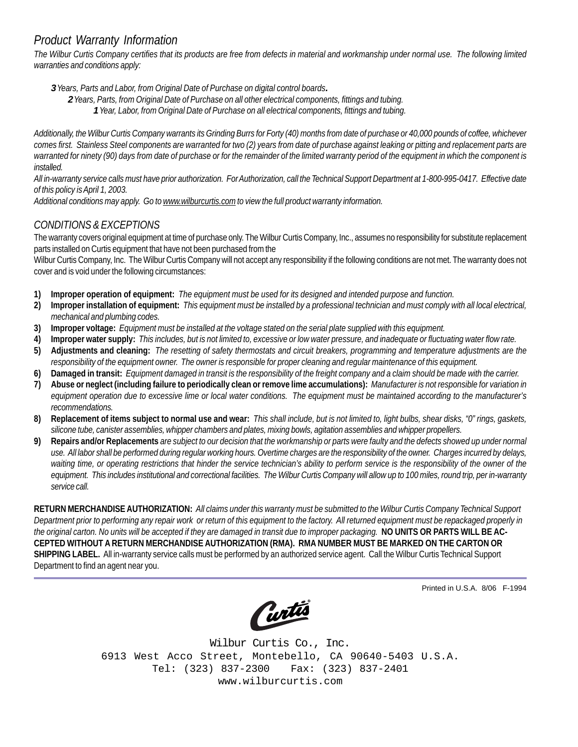## *Product Warranty Information*

*The Wilbur Curtis Company certifies that its products are free from defects in material and workmanship under normal use. The following limited warranties and conditions apply:*

***3** Years, Parts and Labor, from Original Date of Purchase on digital control boards.*
***2** Years, Parts, from Original Date of Purchase on all other electrical components, fittings and tubing.*
***1** Year, Labor, from Original Date of Purchase on all electrical components, fittings and tubing.*

*Additionally, the Wilbur Curtis Company warrants its Grinding Burrs for Forty (40) months from date of purchase or 40,000 pounds of coffee, whichever comes first. Stainless Steel components are warranted for two (2) years from date of purchase against leaking or pitting and replacement parts are warranted for ninety (90) days from date of purchase or for the remainder of the limited warranty period of the equipment in which the component is installed.*

*All in-warranty service calls must have prior authorization. For Authorization, call the Technical Support Department at 1-800-995-0417. Effective date of this policy is April 1, 2003.*

*Additional conditions may apply. Go to www.wilburcurtis.com to view the full product warranty information.*

## *CONDITIONS & EXCEPTIONS*

The warranty covers original equipment at time of purchase only. The Wilbur Curtis Company, Inc., assumes no responsibility for substitute replacement parts installed on Curtis equipment that have not been purchased from the Wilbur Curtis Company, Inc. The Wilbur Curtis Company will not accept any responsibility if the following conditions are not met. The warranty does not cover and is void under the following circumstances:

1) **Improper operation of equipment:** *The equipment must be used for its designed and intended purpose and function.*
2) **Improper installation of equipment:** *This equipment must be installed by a professional technician and must comply with all local electrical, mechanical and plumbing codes.*
3) **Improper voltage:** *Equipment must be installed at the voltage stated on the serial plate supplied with this equipment.*
4) **Improper water supply:** *This includes, but is not limited to, excessive or low water pressure, and inadequate or fluctuating water flow rate.*
5) **Adjustments and cleaning:** *The resetting of safety thermostats and circuit breakers, programming and temperature adjustments are the responsibility of the equipment owner. The owner is responsible for proper cleaning and regular maintenance of this equipment.*
6) **Damaged in transit:** *Equipment damaged in transit is the responsibility of the freight company and a claim should be made with the carrier.*
7) **Abuse or neglect (including failure to periodically clean or remove lime accumulations):** *Manufacturer is not responsible for variation in equipment operation due to excessive lime or local water conditions. The equipment must be maintained according to the manufacturer's recommendations.*
8) **Replacement of items subject to normal use and wear:** *This shall include, but is not limited to, light bulbs, shear disks, "0" rings, gaskets, silicone tube, canister assemblies, whipper chambers and plates, mixing bowls, agitation assemblies and whipper propellers.*
9) **Repairs and/or Replacements** *are subject to our decision that the workmanship or parts were faulty and the defects showed up under normal use. All labor shall be performed during regular working hours. Overtime charges are the responsibility of the owner. Charges incurred by delays, waiting time, or operating restrictions that hinder the service technician's ability to perform service is the responsibility of the owner of the equipment. This includes institutional and correctional facilities. The Wilbur Curtis Company will allow up to 100 miles, round trip, per in-warranty service call.*

**RETURN MERCHANDISE AUTHORIZATION:** *All claims under this warranty must be submitted to the Wilbur Curtis Company Technical Support Department prior to performing any repair work or return of this equipment to the factory. All returned equipment must be repackaged properly in the original carton. No units will be accepted if they are damaged in transit due to improper packaging.* **NO UNITS OR PARTS WILL BE ACCEPTED WITHOUT A RETURN MERCHANDISE AUTHORIZATION (RMA). RMA NUMBER MUST BE MARKED ON THE CARTON OR SHIPPING LABEL.** All in-warranty service calls must be performed by an authorized service agent. Call the Wilbur Curtis Technical Support Department to find an agent near you.

Printed in U.S.A. 8/06 F-1994

Curtis

Wilbur Curtis Co., Inc.
6913 West Acco Street, Montebello, CA 90640-5403 U.S.A.
Tel: (323) 837-2300 Fax: (323) 837-2401
www.wilburcurtis.com